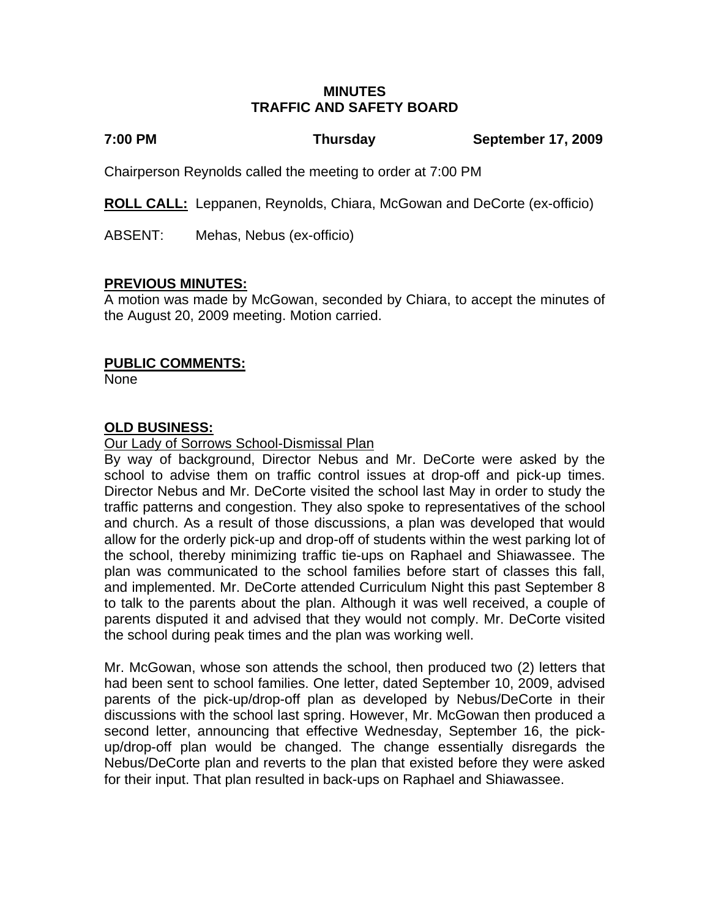# MINUTES
# TRAFFIC AND SAFETY BOARD

**7:00 PM** **Thursday** **September 17, 2009**

Chairperson Reynolds called the meeting to order at 7:00 PM

**ROLL CALL:** Leppanen, Reynolds, Chiara, McGowan and DeCorte (ex-officio)

ABSENT: Mehas, Nebus (ex-officio)

## PREVIOUS MINUTES:

A motion was made by McGowan, seconded by Chiara, to accept the minutes of the August 20, 2009 meeting. Motion carried.

## PUBLIC COMMENTS:

None

## OLD BUSINESS:

Our Lady of Sorrows School-Dismissal Plan

By way of background, Director Nebus and Mr. DeCorte were asked by the school to advise them on traffic control issues at drop-off and pick-up times. Director Nebus and Mr. DeCorte visited the school last May in order to study the traffic patterns and congestion. They also spoke to representatives of the school and church. As a result of those discussions, a plan was developed that would allow for the orderly pick-up and drop-off of students within the west parking lot of the school, thereby minimizing traffic tie-ups on Raphael and Shiawassee. The plan was communicated to the school families before start of classes this fall, and implemented. Mr. DeCorte attended Curriculum Night this past September 8 to talk to the parents about the plan. Although it was well received, a couple of parents disputed it and advised that they would not comply. Mr. DeCorte visited the school during peak times and the plan was working well.

Mr. McGowan, whose son attends the school, then produced two (2) letters that had been sent to school families. One letter, dated September 10, 2009, advised parents of the pick-up/drop-off plan as developed by Nebus/DeCorte in their discussions with the school last spring. However, Mr. McGowan then produced a second letter, announcing that effective Wednesday, September 16, the pick-up/drop-off plan would be changed. The change essentially disregards the Nebus/DeCorte plan and reverts to the plan that existed before they were asked for their input. That plan resulted in back-ups on Raphael and Shiawassee.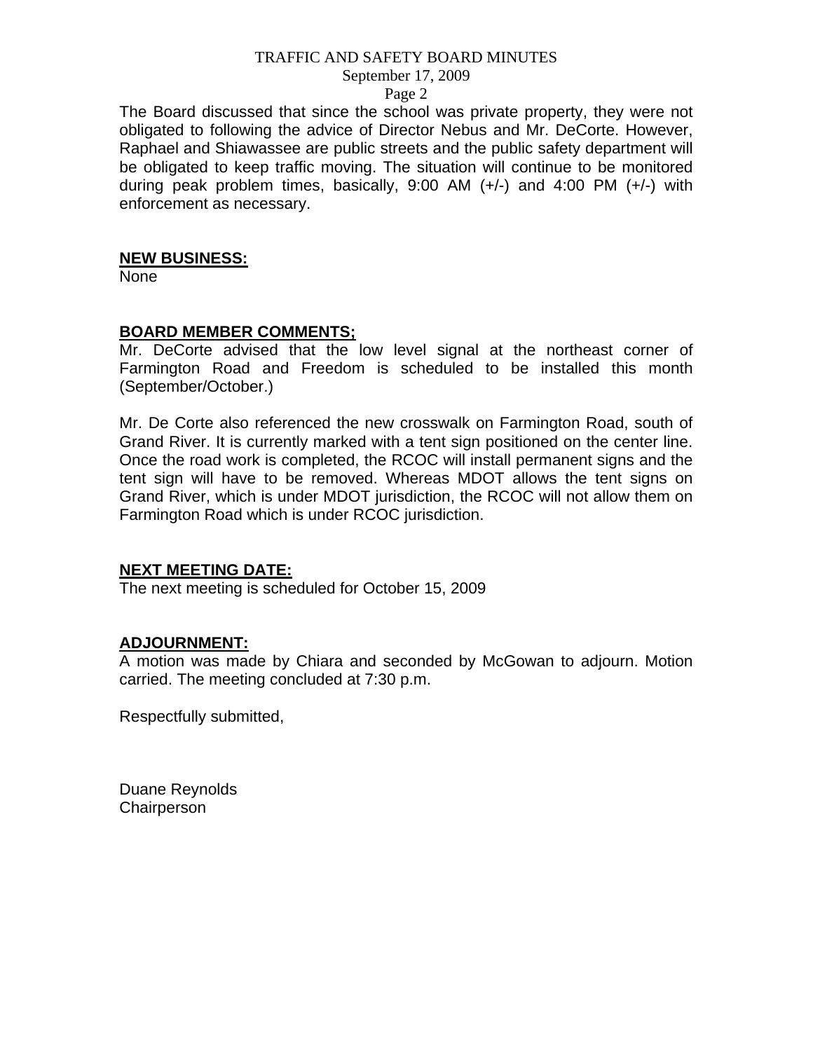The Board discussed that since the school was private property, they were not obligated to following the advice of Director Nebus and Mr. DeCorte. However, Raphael and Shiawassee are public streets and the public safety department will be obligated to keep traffic moving. The situation will continue to be monitored during peak problem times, basically, 9:00 AM (+/-) and 4:00 PM (+/-) with enforcement as necessary.

## NEW BUSINESS:

None

## BOARD MEMBER COMMENTS;

Mr. DeCorte advised that the low level signal at the northeast corner of Farmington Road and Freedom is scheduled to be installed this month (September/October.)

Mr. De Corte also referenced the new crosswalk on Farmington Road, south of Grand River. It is currently marked with a tent sign positioned on the center line. Once the road work is completed, the RCOC will install permanent signs and the tent sign will have to be removed. Whereas MDOT allows the tent signs on Grand River, which is under MDOT jurisdiction, the RCOC will not allow them on Farmington Road which is under RCOC jurisdiction.

## NEXT MEETING DATE:

The next meeting is scheduled for October 15, 2009

## ADJOURNMENT:

A motion was made by Chiara and seconded by McGowan to adjourn. Motion carried. The meeting concluded at 7:30 p.m.

Respectfully submitted,

Duane Reynolds
Chairperson